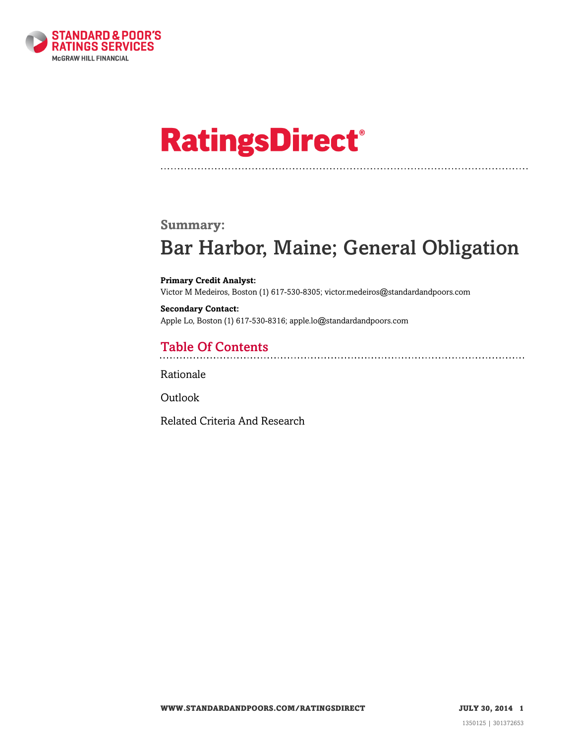STANDARD & POOR'S RATINGS SERVICES
McGRAW HILL FINANCIAL

# RatingsDirect®

## Summary:

# Bar Harbor, Maine; General Obligation

**Primary Credit Analyst:**
Victor M Medeiros, Boston (1) 617-530-8305; victor.medeiros@standardandpoors.com

**Secondary Contact:**
Apple Lo, Boston (1) 617-530-8316; apple.lo@standardandpoors.com

## Table Of Contents

Rationale

Outlook

Related Criteria And Research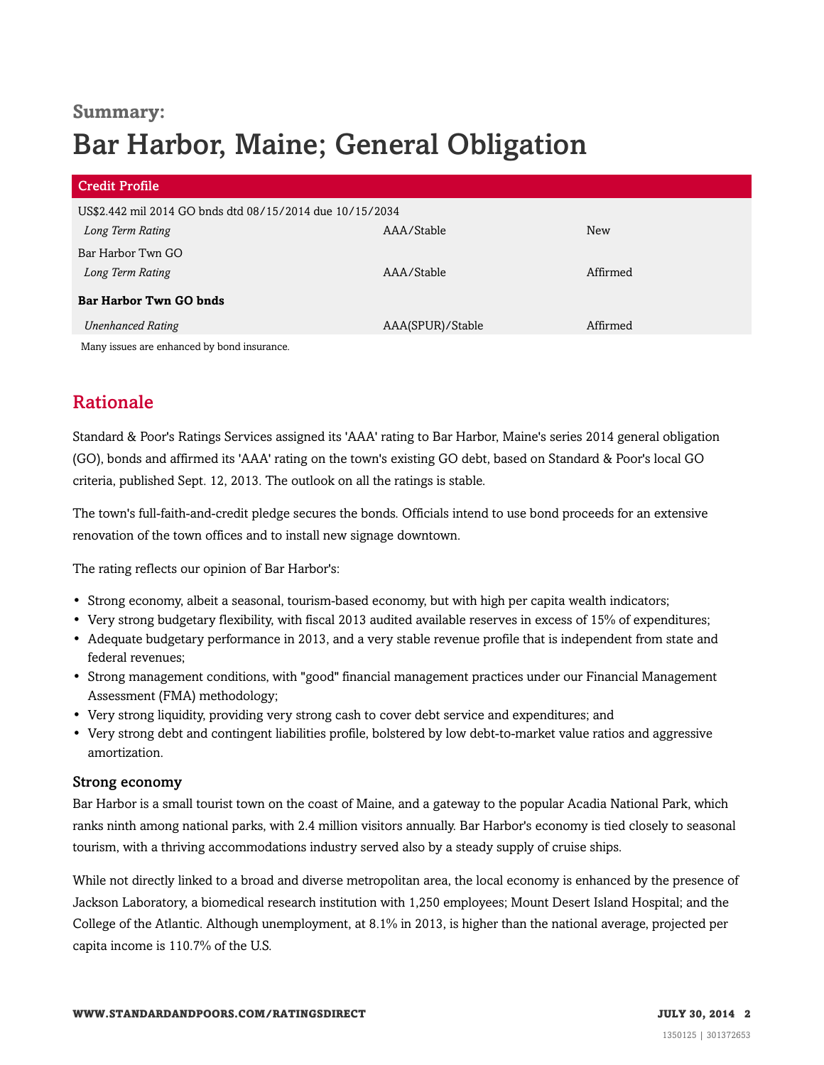**Summary:**

# Bar Harbor, Maine; General Obligation

| Credit Profile | | |
|---|---|---|
| US$2.442 mil 2014 GO bnds dtd 08/15/2014 due 10/15/2034 | | |
| *Long Term Rating* | AAA/Stable | New |
| Bar Harbor Twn GO | | |
| *Long Term Rating* | AAA/Stable | Affirmed |
| **Bar Harbor Twn GO bnds** | | |
| *Unenhanced Rating* | AAA(SPUR)/Stable | Affirmed |

Many issues are enhanced by bond insurance.

## Rationale

Standard & Poor's Ratings Services assigned its 'AAA' rating to Bar Harbor, Maine's series 2014 general obligation (GO), bonds and affirmed its 'AAA' rating on the town's existing GO debt, based on Standard & Poor's local GO criteria, published Sept. 12, 2013. The outlook on all the ratings is stable.

The town's full-faith-and-credit pledge secures the bonds. Officials intend to use bond proceeds for an extensive renovation of the town offices and to install new signage downtown.

The rating reflects our opinion of Bar Harbor's:

- Strong economy, albeit a seasonal, tourism-based economy, but with high per capita wealth indicators;
- Very strong budgetary flexibility, with fiscal 2013 audited available reserves in excess of 15% of expenditures;
- Adequate budgetary performance in 2013, and a very stable revenue profile that is independent from state and federal revenues;
- Strong management conditions, with "good" financial management practices under our Financial Management Assessment (FMA) methodology;
- Very strong liquidity, providing very strong cash to cover debt service and expenditures; and
- Very strong debt and contingent liabilities profile, bolstered by low debt-to-market value ratios and aggressive amortization.

### Strong economy

Bar Harbor is a small tourist town on the coast of Maine, and a gateway to the popular Acadia National Park, which ranks ninth among national parks, with 2.4 million visitors annually. Bar Harbor's economy is tied closely to seasonal tourism, with a thriving accommodations industry served also by a steady supply of cruise ships.

While not directly linked to a broad and diverse metropolitan area, the local economy is enhanced by the presence of Jackson Laboratory, a biomedical research institution with 1,250 employees; Mount Desert Island Hospital; and the College of the Atlantic. Although unemployment, at 8.1% in 2013, is higher than the national average, projected per capita income is 110.7% of the U.S.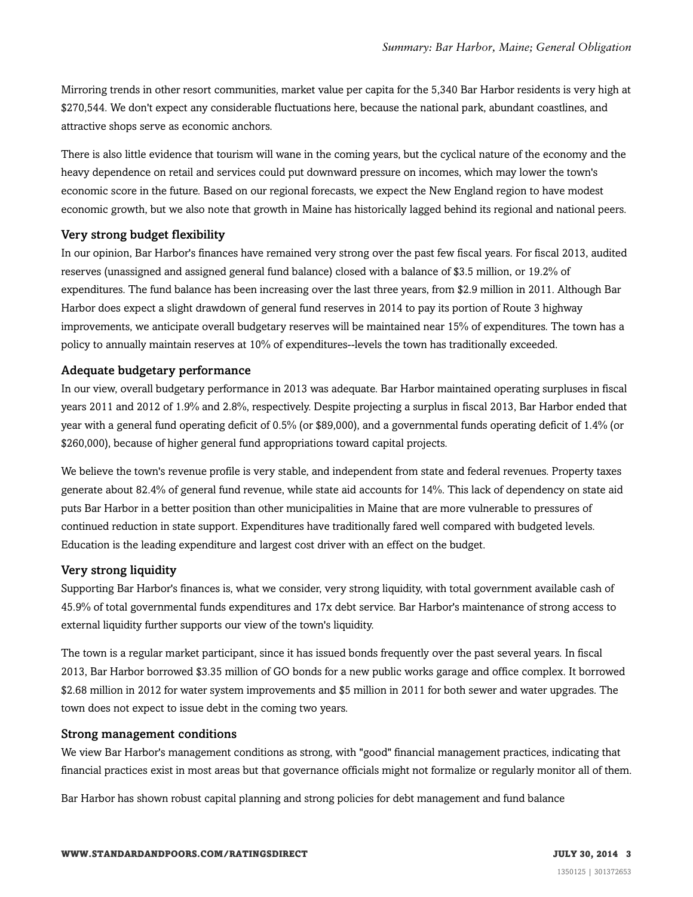Mirroring trends in other resort communities, market value per capita for the 5,340 Bar Harbor residents is very high at $270,544. We don't expect any considerable fluctuations here, because the national park, abundant coastlines, and attractive shops serve as economic anchors.

There is also little evidence that tourism will wane in the coming years, but the cyclical nature of the economy and the heavy dependence on retail and services could put downward pressure on incomes, which may lower the town's economic score in the future. Based on our regional forecasts, we expect the New England region to have modest economic growth, but we also note that growth in Maine has historically lagged behind its regional and national peers.

### Very strong budget flexibility

In our opinion, Bar Harbor's finances have remained very strong over the past few fiscal years. For fiscal 2013, audited reserves (unassigned and assigned general fund balance) closed with a balance of $3.5 million, or 19.2% of expenditures. The fund balance has been increasing over the last three years, from $2.9 million in 2011. Although Bar Harbor does expect a slight drawdown of general fund reserves in 2014 to pay its portion of Route 3 highway improvements, we anticipate overall budgetary reserves will be maintained near 15% of expenditures. The town has a policy to annually maintain reserves at 10% of expenditures--levels the town has traditionally exceeded.

### Adequate budgetary performance

In our view, overall budgetary performance in 2013 was adequate. Bar Harbor maintained operating surpluses in fiscal years 2011 and 2012 of 1.9% and 2.8%, respectively. Despite projecting a surplus in fiscal 2013, Bar Harbor ended that year with a general fund operating deficit of 0.5% (or $89,000), and a governmental funds operating deficit of 1.4% (or $260,000), because of higher general fund appropriations toward capital projects.

We believe the town's revenue profile is very stable, and independent from state and federal revenues. Property taxes generate about 82.4% of general fund revenue, while state aid accounts for 14%. This lack of dependency on state aid puts Bar Harbor in a better position than other municipalities in Maine that are more vulnerable to pressures of continued reduction in state support. Expenditures have traditionally fared well compared with budgeted levels. Education is the leading expenditure and largest cost driver with an effect on the budget.

### Very strong liquidity

Supporting Bar Harbor's finances is, what we consider, very strong liquidity, with total government available cash of 45.9% of total governmental funds expenditures and 17x debt service. Bar Harbor's maintenance of strong access to external liquidity further supports our view of the town's liquidity.

The town is a regular market participant, since it has issued bonds frequently over the past several years. In fiscal 2013, Bar Harbor borrowed $3.35 million of GO bonds for a new public works garage and office complex. It borrowed $2.68 million in 2012 for water system improvements and $5 million in 2011 for both sewer and water upgrades. The town does not expect to issue debt in the coming two years.

### Strong management conditions

We view Bar Harbor's management conditions as strong, with "good" financial management practices, indicating that financial practices exist in most areas but that governance officials might not formalize or regularly monitor all of them.

Bar Harbor has shown robust capital planning and strong policies for debt management and fund balance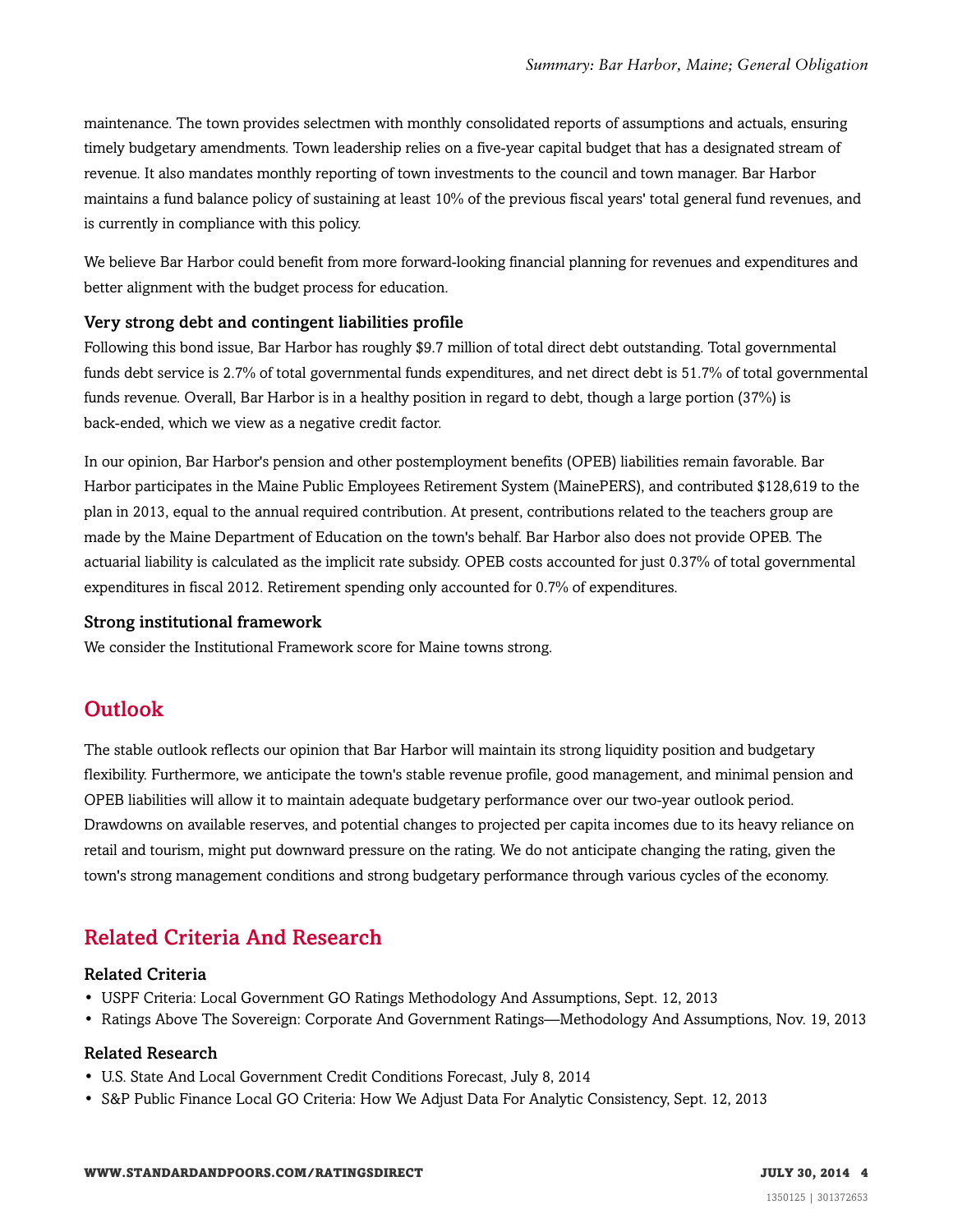maintenance. The town provides selectmen with monthly consolidated reports of assumptions and actuals, ensuring timely budgetary amendments. Town leadership relies on a five-year capital budget that has a designated stream of revenue. It also mandates monthly reporting of town investments to the council and town manager. Bar Harbor maintains a fund balance policy of sustaining at least 10% of the previous fiscal years' total general fund revenues, and is currently in compliance with this policy.

We believe Bar Harbor could benefit from more forward-looking financial planning for revenues and expenditures and better alignment with the budget process for education.

### Very strong debt and contingent liabilities profile

Following this bond issue, Bar Harbor has roughly $9.7 million of total direct debt outstanding. Total governmental funds debt service is 2.7% of total governmental funds expenditures, and net direct debt is 51.7% of total governmental funds revenue. Overall, Bar Harbor is in a healthy position in regard to debt, though a large portion (37%) is back-ended, which we view as a negative credit factor.

In our opinion, Bar Harbor's pension and other postemployment benefits (OPEB) liabilities remain favorable. Bar Harbor participates in the Maine Public Employees Retirement System (MainePERS), and contributed $128,619 to the plan in 2013, equal to the annual required contribution. At present, contributions related to the teachers group are made by the Maine Department of Education on the town's behalf. Bar Harbor also does not provide OPEB. The actuarial liability is calculated as the implicit rate subsidy. OPEB costs accounted for just 0.37% of total governmental expenditures in fiscal 2012. Retirement spending only accounted for 0.7% of expenditures.

### Strong institutional framework

We consider the Institutional Framework score for Maine towns strong.

## Outlook

The stable outlook reflects our opinion that Bar Harbor will maintain its strong liquidity position and budgetary flexibility. Furthermore, we anticipate the town's stable revenue profile, good management, and minimal pension and OPEB liabilities will allow it to maintain adequate budgetary performance over our two-year outlook period. Drawdowns on available reserves, and potential changes to projected per capita incomes due to its heavy reliance on retail and tourism, might put downward pressure on the rating. We do not anticipate changing the rating, given the town's strong management conditions and strong budgetary performance through various cycles of the economy.

## Related Criteria And Research

### Related Criteria

- USPF Criteria: Local Government GO Ratings Methodology And Assumptions, Sept. 12, 2013
- Ratings Above The Sovereign: Corporate And Government Ratings—Methodology And Assumptions, Nov. 19, 2013

### Related Research

- U.S. State And Local Government Credit Conditions Forecast, July 8, 2014
- S&P Public Finance Local GO Criteria: How We Adjust Data For Analytic Consistency, Sept. 12, 2013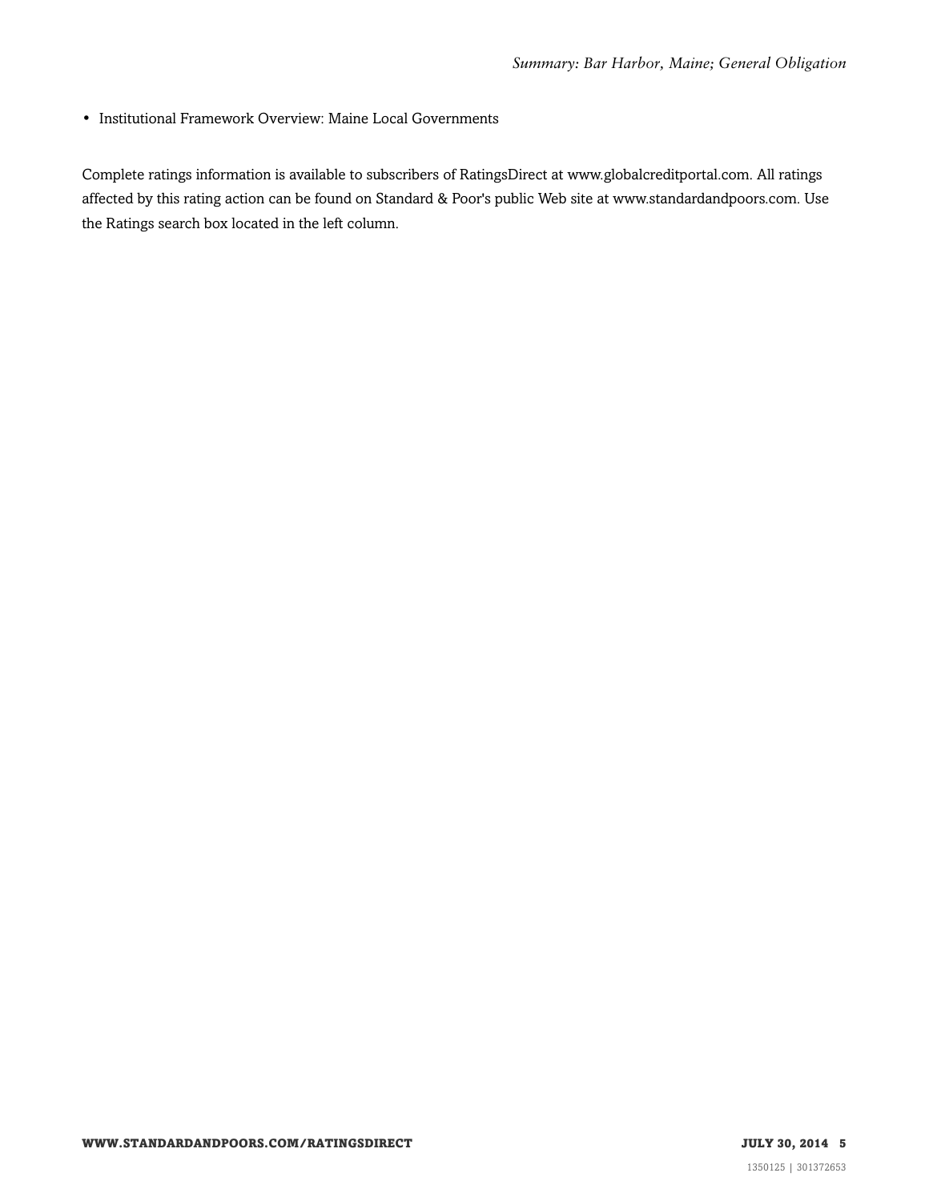- Institutional Framework Overview: Maine Local Governments

Complete ratings information is available to subscribers of RatingsDirect at www.globalcreditportal.com. All ratings affected by this rating action can be found on Standard & Poor's public Web site at www.standardandpoors.com. Use the Ratings search box located in the left column.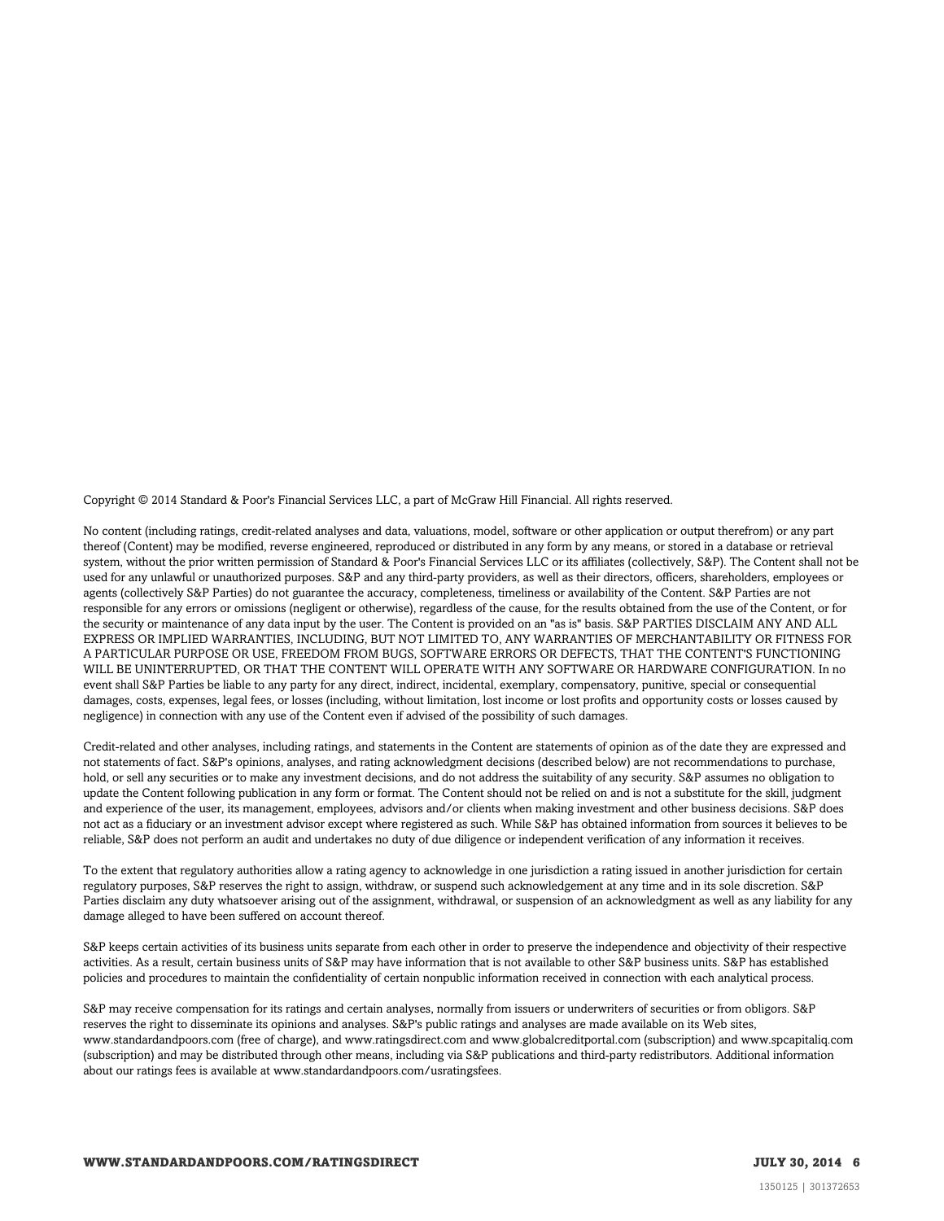Copyright © 2014 Standard & Poor's Financial Services LLC, a part of McGraw Hill Financial. All rights reserved.

No content (including ratings, credit-related analyses and data, valuations, model, software or other application or output therefrom) or any part thereof (Content) may be modified, reverse engineered, reproduced or distributed in any form by any means, or stored in a database or retrieval system, without the prior written permission of Standard & Poor's Financial Services LLC or its affiliates (collectively, S&P). The Content shall not be used for any unlawful or unauthorized purposes. S&P and any third-party providers, as well as their directors, officers, shareholders, employees or agents (collectively S&P Parties) do not guarantee the accuracy, completeness, timeliness or availability of the Content. S&P Parties are not responsible for any errors or omissions (negligent or otherwise), regardless of the cause, for the results obtained from the use of the Content, or for the security or maintenance of any data input by the user. The Content is provided on an "as is" basis. S&P PARTIES DISCLAIM ANY AND ALL EXPRESS OR IMPLIED WARRANTIES, INCLUDING, BUT NOT LIMITED TO, ANY WARRANTIES OF MERCHANTABILITY OR FITNESS FOR A PARTICULAR PURPOSE OR USE, FREEDOM FROM BUGS, SOFTWARE ERRORS OR DEFECTS, THAT THE CONTENT'S FUNCTIONING WILL BE UNINTERRUPTED, OR THAT THE CONTENT WILL OPERATE WITH ANY SOFTWARE OR HARDWARE CONFIGURATION. In no event shall S&P Parties be liable to any party for any direct, indirect, incidental, exemplary, compensatory, punitive, special or consequential damages, costs, expenses, legal fees, or losses (including, without limitation, lost income or lost profits and opportunity costs or losses caused by negligence) in connection with any use of the Content even if advised of the possibility of such damages.

Credit-related and other analyses, including ratings, and statements in the Content are statements of opinion as of the date they are expressed and not statements of fact. S&P's opinions, analyses, and rating acknowledgment decisions (described below) are not recommendations to purchase, hold, or sell any securities or to make any investment decisions, and do not address the suitability of any security. S&P assumes no obligation to update the Content following publication in any form or format. The Content should not be relied on and is not a substitute for the skill, judgment and experience of the user, its management, employees, advisors and/or clients when making investment and other business decisions. S&P does not act as a fiduciary or an investment advisor except where registered as such. While S&P has obtained information from sources it believes to be reliable, S&P does not perform an audit and undertakes no duty of due diligence or independent verification of any information it receives.

To the extent that regulatory authorities allow a rating agency to acknowledge in one jurisdiction a rating issued in another jurisdiction for certain regulatory purposes, S&P reserves the right to assign, withdraw, or suspend such acknowledgement at any time and in its sole discretion. S&P Parties disclaim any duty whatsoever arising out of the assignment, withdrawal, or suspension of an acknowledgment as well as any liability for any damage alleged to have been suffered on account thereof.

S&P keeps certain activities of its business units separate from each other in order to preserve the independence and objectivity of their respective activities. As a result, certain business units of S&P may have information that is not available to other S&P business units. S&P has established policies and procedures to maintain the confidentiality of certain nonpublic information received in connection with each analytical process.

S&P may receive compensation for its ratings and certain analyses, normally from issuers or underwriters of securities or from obligors. S&P reserves the right to disseminate its opinions and analyses. S&P's public ratings and analyses are made available on its Web sites, www.standardandpoors.com (free of charge), and www.ratingsdirect.com and www.globalcreditportal.com (subscription) and www.spcapitaliq.com (subscription) and may be distributed through other means, including via S&P publications and third-party redistributors. Additional information about our ratings fees is available at www.standardandpoors.com/usratingsfees.